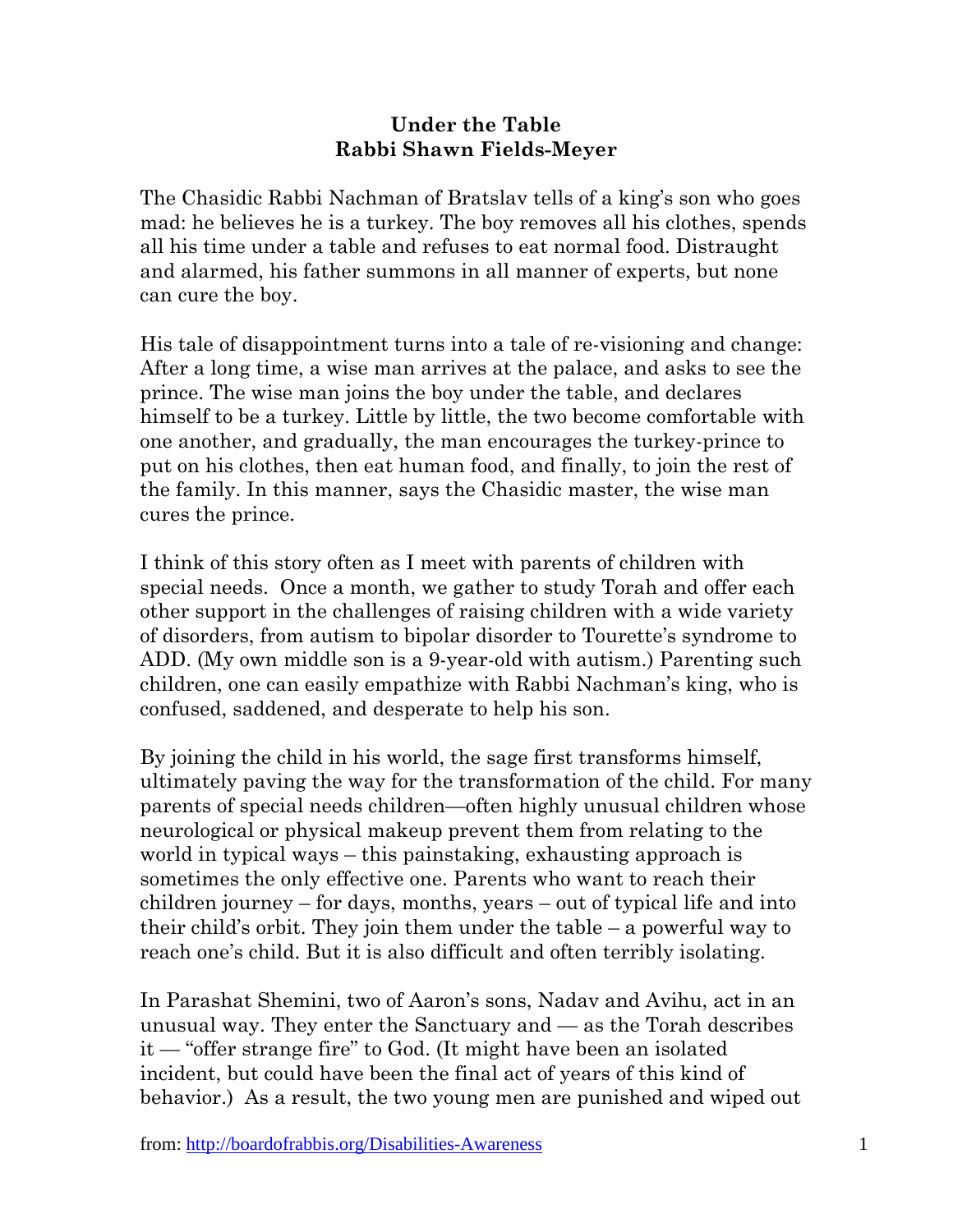**Under the Table**
**Rabbi Shawn Fields-Meyer**

The Chasidic Rabbi Nachman of Bratslav tells of a king's son who goes mad: he believes he is a turkey. The boy removes all his clothes, spends all his time under a table and refuses to eat normal food. Distraught and alarmed, his father summons in all manner of experts, but none can cure the boy.

His tale of disappointment turns into a tale of re-visioning and change: After a long time, a wise man arrives at the palace, and asks to see the prince. The wise man joins the boy under the table, and declares himself to be a turkey. Little by little, the two become comfortable with one another, and gradually, the man encourages the turkey-prince to put on his clothes, then eat human food, and finally, to join the rest of the family. In this manner, says the Chasidic master, the wise man cures the prince.

I think of this story often as I meet with parents of children with special needs. Once a month, we gather to study Torah and offer each other support in the challenges of raising children with a wide variety of disorders, from autism to bipolar disorder to Tourette's syndrome to ADD. (My own middle son is a 9-year-old with autism.) Parenting such children, one can easily empathize with Rabbi Nachman's king, who is confused, saddened, and desperate to help his son.

By joining the child in his world, the sage first transforms himself, ultimately paving the way for the transformation of the child. For many parents of special needs children—often highly unusual children whose neurological or physical makeup prevent them from relating to the world in typical ways – this painstaking, exhausting approach is sometimes the only effective one. Parents who want to reach their children journey – for days, months, years – out of typical life and into their child's orbit. They join them under the table – a powerful way to reach one's child. But it is also difficult and often terribly isolating.

In Parashat Shemini, two of Aaron's sons, Nadav and Avihu, act in an unusual way. They enter the Sanctuary and — as the Torah describes it — "offer strange fire" to God. (It might have been an isolated incident, but could have been the final act of years of this kind of behavior.) As a result, the two young men are punished and wiped out

from: http://boardofrabbis.org/Disabilities-Awareness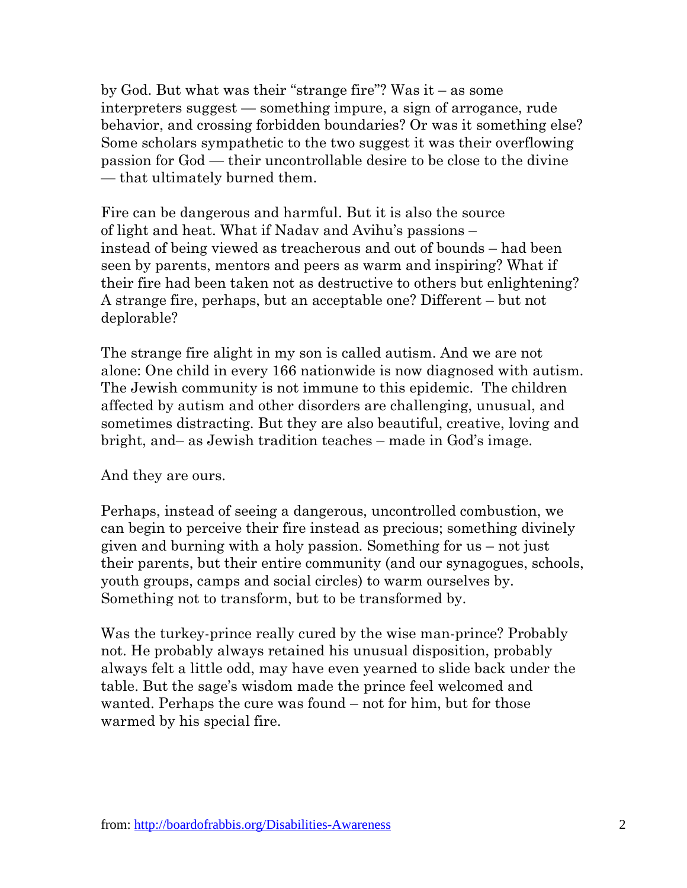by God. But what was their "strange fire"? Was it – as some interpreters suggest — something impure, a sign of arrogance, rude behavior, and crossing forbidden boundaries? Or was it something else? Some scholars sympathetic to the two suggest it was their overflowing passion for God — their uncontrollable desire to be close to the divine — that ultimately burned them.

Fire can be dangerous and harmful. But it is also the source of light and heat. What if Nadav and Avihu's passions – instead of being viewed as treacherous and out of bounds – had been seen by parents, mentors and peers as warm and inspiring? What if their fire had been taken not as destructive to others but enlightening? A strange fire, perhaps, but an acceptable one? Different – but not deplorable?

The strange fire alight in my son is called autism. And we are not alone: One child in every 166 nationwide is now diagnosed with autism. The Jewish community is not immune to this epidemic. The children affected by autism and other disorders are challenging, unusual, and sometimes distracting. But they are also beautiful, creative, loving and bright, and– as Jewish tradition teaches – made in God's image.

And they are ours.

Perhaps, instead of seeing a dangerous, uncontrolled combustion, we can begin to perceive their fire instead as precious; something divinely given and burning with a holy passion. Something for us – not just their parents, but their entire community (and our synagogues, schools, youth groups, camps and social circles) to warm ourselves by. Something not to transform, but to be transformed by.

Was the turkey-prince really cured by the wise man-prince? Probably not. He probably always retained his unusual disposition, probably always felt a little odd, may have even yearned to slide back under the table. But the sage's wisdom made the prince feel welcomed and wanted. Perhaps the cure was found – not for him, but for those warmed by his special fire.

from: http://boardofrabbis.org/Disabilities-Awareness